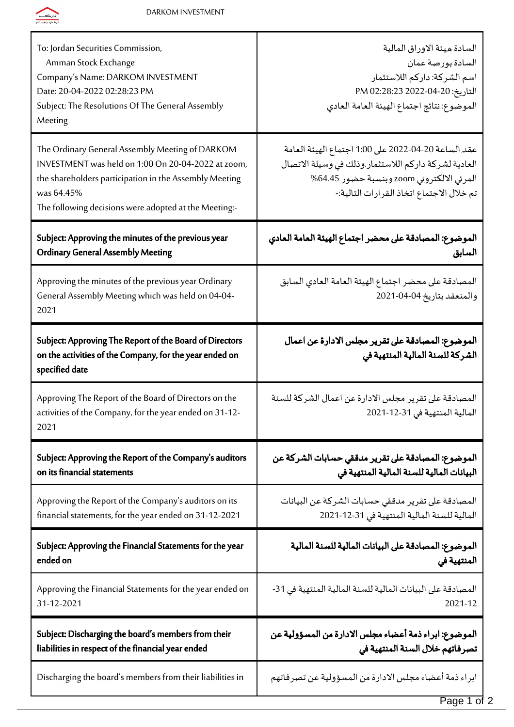DARKOM INVESTMENT

| English | Arabic |
| --- | --- |
| To: Jordan Securities Commission,<br>Amman Stock Exchange<br>Company's Name: DARKOM INVESTMENT<br>Date: 20-04-2022 02:28:23 PM<br>Subject: The Resolutions Of The General Assembly Meeting | السادة هيئة الاوراق المالية<br>السادة بورصة عمان<br>اسم الشركة: داركم اللاستثمار<br>التاريخ: 20-04-2022 02:28:23 PM<br>الموضوع: نتائج اجتماع الهيئة العامة العادي |
| The Ordinary General Assembly Meeting of DARKOM INVESTMENT was held on 1:00 On 20-04-2022 at zoom, the shareholders participation in the Assembly Meeting was 64.45%<br>The following decisions were adopted at the Meeting:- | عقد الساعة 20-04-2022 على 1:00 اجتماع الهيئة العامة العادية لشركة داركم اللاستثمار.وذلك في وسيلة الاتصال المرئي الالكتروني zoom وبنسبة حضور 64.45%<br>تم خلال الاجتماع اتخاذ القرارات التالية:- |
| **Subject: Approving the minutes of the previous year Ordinary General Assembly Meeting** | **الموضوع: المصادقة على محضر اجتماع الهيئة العامة العادي السابق** |
| Approving the minutes of the previous year Ordinary General Assembly Meeting which was held on 04-04-2021 | المصادقة على محضر اجتماع الهيئة العامة العادي السابق والمنعقد بتاريخ 04-04-2021 |
| **Subject: Approving The Report of the Board of Directors on the activities of the Company, for the year ended on specified date** | **الموضوع: المصادقة على تقرير مجلس الادارة عن اعمال الشركة للسنة المالية المنتهية في** |
| Approving The Report of the Board of Directors on the activities of the Company, for the year ended on 31-12-2021 | المصادقة على تقرير مجلس الادارة عن اعمال الشركة للسنة المالية المنتهية في 31-12-2021 |
| **Subject: Approving the Report of the Company's auditors on its financial statements** | **الموضوع: المصادقة على تقرير مدققي حسابات الشركة عن البيانات المالية للسنة المالية المنتهية في** |
| Approving the Report of the Company's auditors on its financial statements, for the year ended on 31-12-2021 | المصادقة على تقرير مدققي حسابات الشركة عن البيانات المالية للسنة المالية المنتهية في 31-12-2021 |
| **Subject: Approving the Financial Statements for the year ended on** | **الموضوع: المصادقة على البيانات المالية للسنة المالية المنتهية في** |
| Approving the Financial Statements for the year ended on 31-12-2021 | المصادقة على البيانات المالية للسنة المالية المنتهية في 31-12-2021 |
| **Subject: Discharging the board's members from their liabilities in respect of the financial year ended** | **الموضوع: ابراء ذمة أعضاء مجلس الادارة من المسؤولية عن تصرفاتهم خلال السنة المنتهية في** |
| Discharging the board's members from their liabilities in | ابراء ذمة أعضاء مجلس الادارة من المسؤولية عن تصرفاتهم |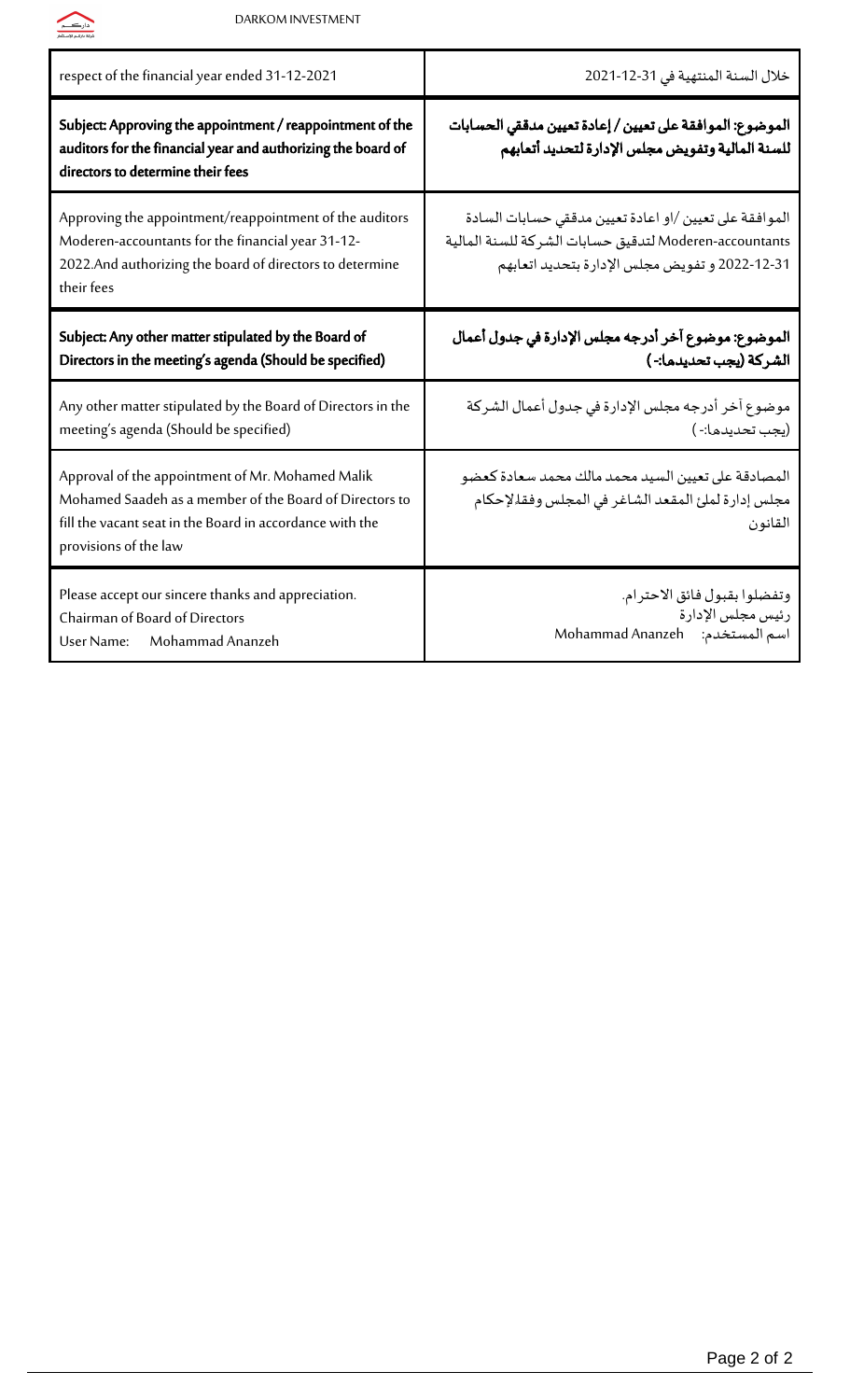| | |
|---|---|
| respect of the financial year ended 31-12-2021 | خلال السنة المنتهية في 31-12-2021 |
| **Subject: Approving the appointment / reappointment of the auditors for the financial year and authorizing the board of directors to determine their fees** | **الموضوع: الموافقة على تعيين / إعادة تعيين مدققي الحسابات للسنة المالية وتفويض مجلس الإدارة لتحديد أتعابهم** |
| Approving the appointment/reappointment of the auditors Moderen-accountants for the financial year 31-12-2022.And authorizing the board of directors to determine their fees | الموافقة على تعيين /او اعادة تعيين مدققي حسابات السادة Moderen-accountants لتدقيق حسابات الشركة للسنة المالية 31-12-2022 و تفويض مجلس الإدارة بتحديد اتعابهم |
| **Subject: Any other matter stipulated by the Board of Directors in the meeting's agenda (Should be specified)** | **الموضوع: موضوع آخر أدرجه مجلس الإدارة في جدول أعمال الشركة (يجب تحديدها:-)** |
| Any other matter stipulated by the Board of Directors in the meeting's agenda (Should be specified) | موضوع آخر أدرجه مجلس الإدارة في جدول أعمال الشركة (يجب تحديدها:-) |
| Approval of the appointment of Mr. Mohamed Malik Mohamed Saadeh as a member of the Board of Directors to fill the vacant seat in the Board in accordance with the provisions of the law | المصادقة على تعيين السيد محمد مالك محمد سعادة كعضو مجلس إدارة لملئ المقعد الشاغر في المجلس وفقالإحكام القانون |
| Please accept our sincere thanks and appreciation.<br>Chairman of Board of Directors<br>User Name: Mohammad Ananzeh | وتفضلوا بقبول فائق الاحترام.<br>رئيس مجلس الإدارة<br>اسم المستخدم: Mohammad Ananzeh |